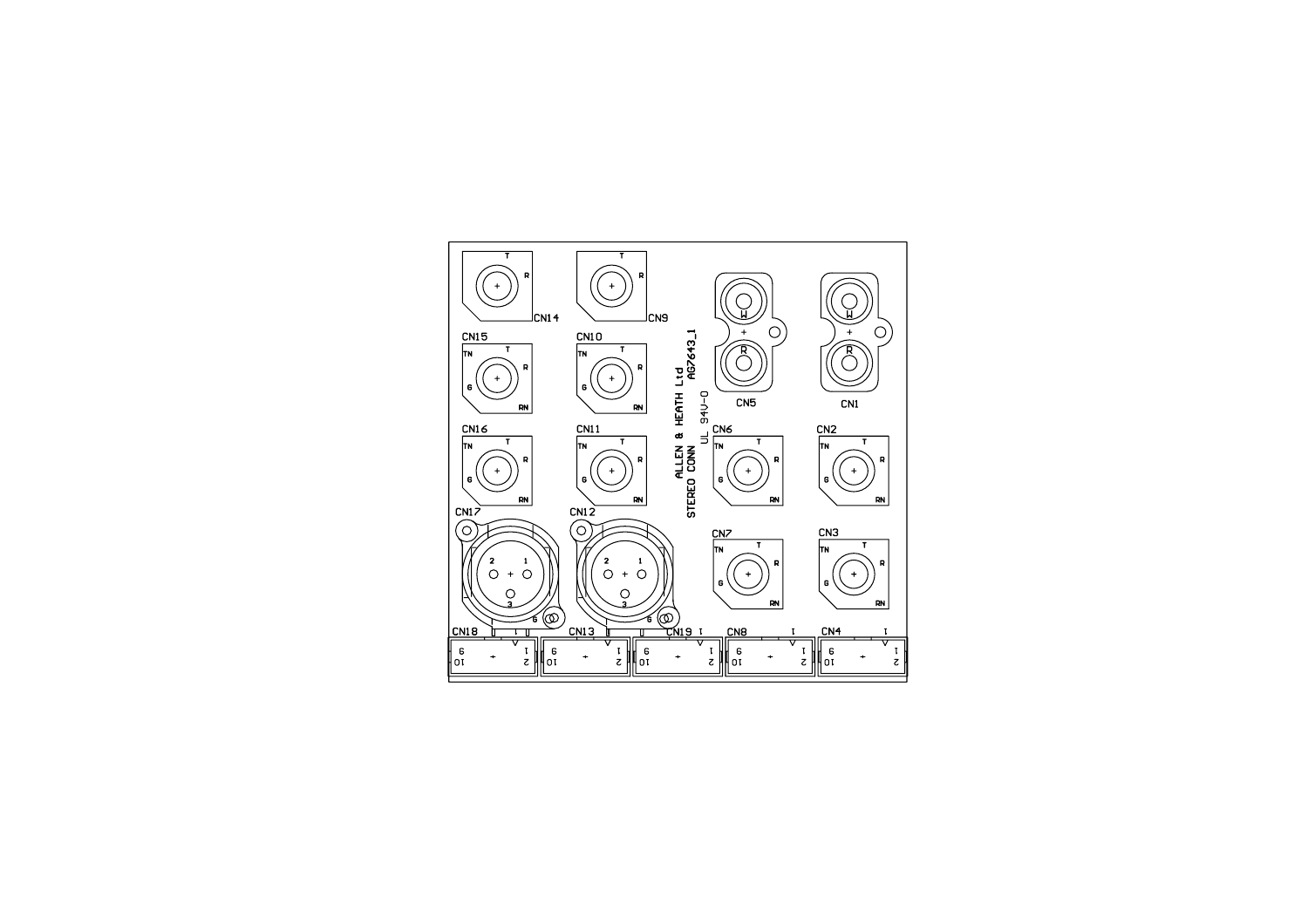ALLEN & HEATH Ltd
AG7643_1
STEREO CONN
UL 94V-0

CN14
CN9
CN5
CN1
CN15
CN10
CN16
CN11
CN6
CN2
CN17
CN12
CN7
CN3
CN18
CN13
CN19
CN8
CN4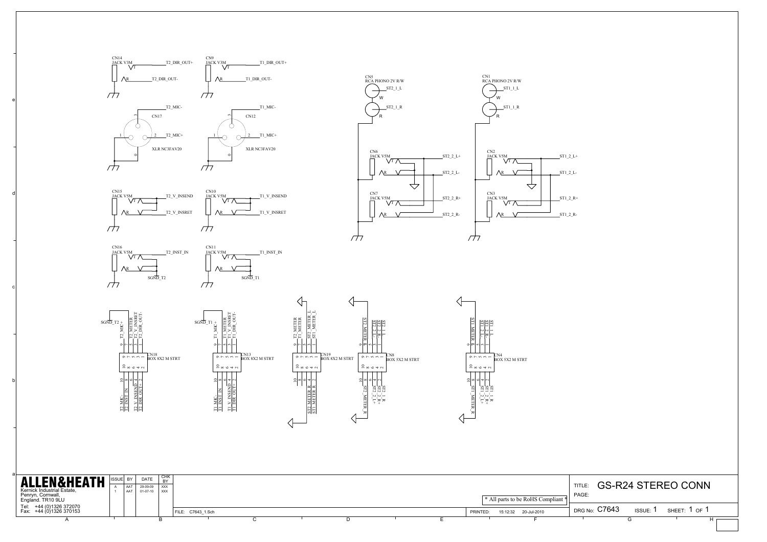CN14
JACK V3M
T2_DIR_OUT+
T2_DIR_OUT-

CN9
JACK V3M
T1_DIR_OUT+
T1_DIR_OUT-

CN17
XLR NC3FAV20
T2_MIC-
T2_MIC+

CN12
XLR NC3FAV20
T1_MIC-
T1_MIC+

CN15
JACK V5M
T2_V_INSEND
T2_V_INSRET

CN10
JACK V5M
T1_V_INSEND
T1_V_INSRET

CN16
JACK V5M
T2_INST_IN
SGND_T2

CN11
JACK V5M
T1_INST_IN
SGND_T1

CN5
RCA PHONO 2V R/W
ST2_1_L
ST2_1_R

CN1
RCA PHONO 2V R/W
ST1_1_L
ST1_1_R

CN6
JACK V5M
ST2_2_L+
ST2_2_L-

CN2
JACK V5M
ST1_2_L+
ST1_2_L-

CN7
JACK V5M
ST2_2_R+
ST2_2_R-

CN3
JACK V5M
ST1_2_R+
ST1_2_R-

CN18
BOX 8X2 M STRT
SGND_T2, T2_MIC+, T2_METER, T2_V_INSRET, T2_DIR_OUT-
T2_MIC-, T2_INST_IN, T2_V_INSEND, T2_DIR_OUT+

CN13
BOX 8X2 M STRT
SGND_T1, T1_MIC+, T1_METER, T1_V_INSRET, T1_DIR_OUT-
T1_MIC-, T1_INST_IN, T1_V_INSEND, T1_DIR_OUT+

CN19
BOX 8X2 M STRT
T2_METER, T1_METER, ST2_METER_L, ST1_METER_L
ST2_METER_R, ST1_METER_R

CN8
BOX 5X2 M STRT
ST2_METER_L, ST2_1_L, ST2_2_R-, ST2_2_L-
ST2_METER_R, ST2_1_R, ST2_2_R+, ST2_2_L+

CN4
BOX 5X2 M STRT
ST1_METER_L, ST1_1_L, ST1_2_R-, ST1_2_L-
ST1_METER_R, ST1_1_R, ST1_2_R+, ST1_2_L+

**ALLEN&HEATH**
Kernick Industrial Estate,
Penryn, Cornwall,
England. TR10 9LU
Tel: +44 (0)1326 372070
Fax: +44 (0)1326 370153

| ISSUE | BY | DATE | CHK BY |
|---|---|---|---|
| A | AAT | 29-09-09 | XXX |
| 1 | AAT | 01-07-10 | XXX |

* All parts to be RoHS Compliant *

FILE: C7643_1.Sch

PRINTED: 15:12:32 20-Jul-2010

TITLE: GS-R24 STEREO CONN
PAGE:
DRG No: C7643 ISSUE: 1 SHEET: 1 OF 1